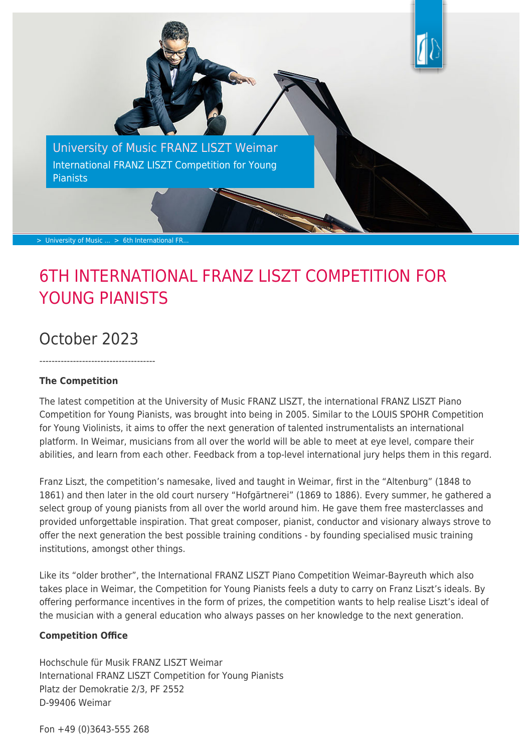University of Music FRANZ LISZT Weimar

International FRANZ LISZT Competition for Young Pianists

> University of Music ... > 6th International FR...

# 6TH INTERNATIONAL FRANZ LISZT COMPETITION FOR YOUNG PIANISTS

## October 2023

--------------------------------------

**The Competition**

The latest competition at the University of Music FRANZ LISZT, the international FRANZ LISZT Piano Competition for Young Pianists, was brought into being in 2005. Similar to the LOUIS SPOHR Competition for Young Violinists, it aims to offer the next generation of talented instrumentalists an international platform. In Weimar, musicians from all over the world will be able to meet at eye level, compare their abilities, and learn from each other. Feedback from a top-level international jury helps them in this regard.

Franz Liszt, the competition's namesake, lived and taught in Weimar, first in the "Altenburg" (1848 to 1861) and then later in the old court nursery "Hofgärtnerei" (1869 to 1886). Every summer, he gathered a select group of young pianists from all over the world around him. He gave them free masterclasses and provided unforgettable inspiration. That great composer, pianist, conductor and visionary always strove to offer the next generation the best possible training conditions - by founding specialised music training institutions, amongst other things.

Like its "older brother", the International FRANZ LISZT Piano Competition Weimar-Bayreuth which also takes place in Weimar, the Competition for Young Pianists feels a duty to carry on Franz Liszt's ideals. By offering performance incentives in the form of prizes, the competition wants to help realise Liszt's ideal of the musician with a general education who always passes on her knowledge to the next generation.

**Competition Office**

Hochschule für Musik FRANZ LISZT Weimar
International FRANZ LISZT Competition for Young Pianists
Platz der Demokratie 2/3, PF 2552
D-99406 Weimar

Fon +49 (0)3643-555 268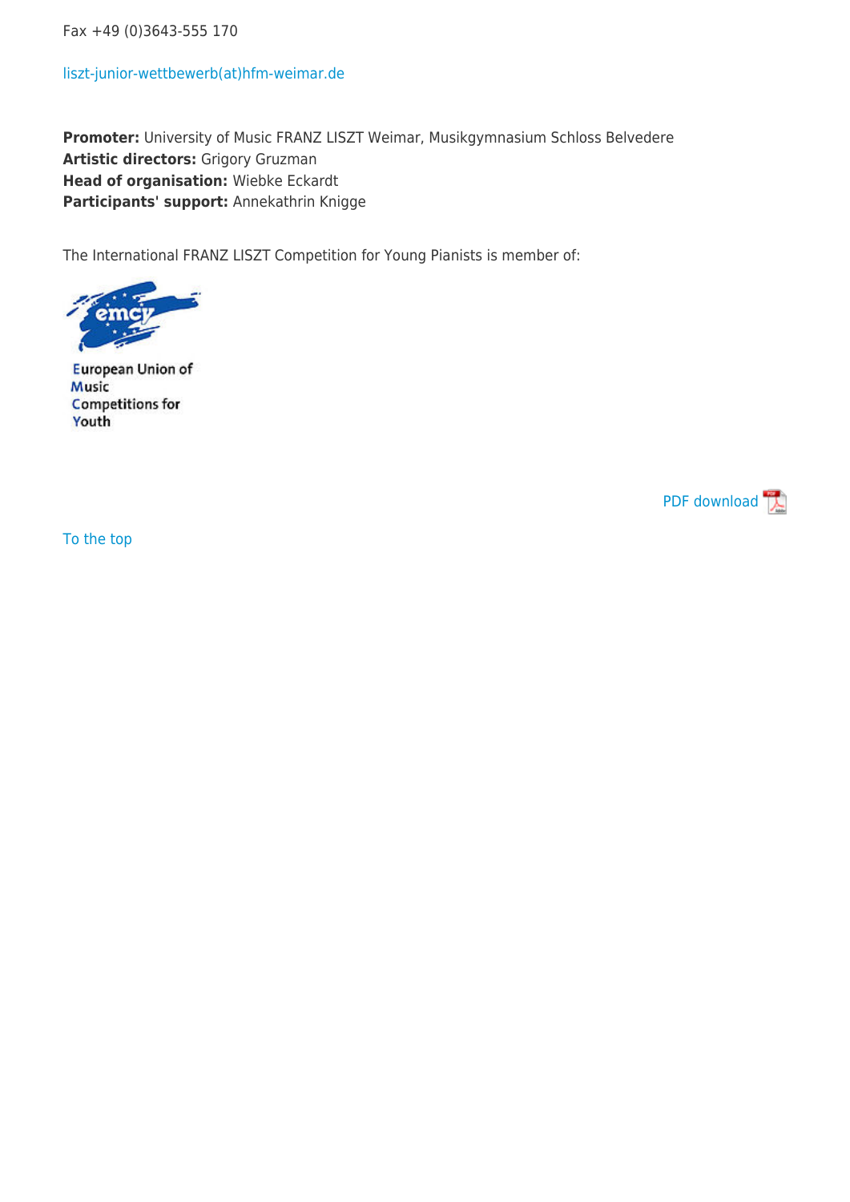Fax +49 (0)3643-555 170

liszt-junior-wettbewerb(at)hfm-weimar.de

**Promoter:** University of Music FRANZ LISZT Weimar, Musikgymnasium Schloss Belvedere
**Artistic directors:** Grigory Gruzman
**Head of organisation:** Wiebke Eckardt
**Participants' support:** Annekathrin Knigge

The International FRANZ LISZT Competition for Young Pianists is member of:

emcy

European Union of Music Competitions for Youth

PDF download

To the top